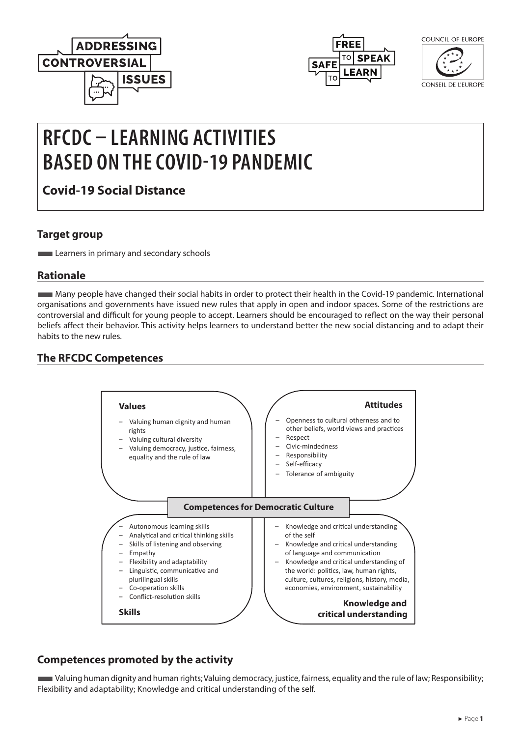# RFCDC – LEARNING ACTIVITIES BASED ON THE COVID-19 PANDEMIC

**Covid-19 Social Distance**

## Target group

Learners in primary and secondary schools

## Rationale

Many people have changed their social habits in order to protect their health in the Covid-19 pandemic. International organisations and governments have issued new rules that apply in open and indoor spaces. Some of the restrictions are controversial and difficult for young people to accept. Learners should be encouraged to reflect on the way their personal beliefs affect their behavior. This activity helps learners to understand better the new social distancing and to adapt their habits to the new rules.

## The RFCDC Competences

**Competences for Democratic Culture**

**Values**

- Valuing human dignity and human rights
- Valuing cultural diversity
- Valuing democracy, justice, fairness, equality and the rule of law

**Attitudes**

- Openness to cultural otherness and to other beliefs, world views and practices
- Respect
- Civic-mindedness
- Responsibility
- Self-efficacy
- Tolerance of ambiguity

**Skills**

- Autonomous learning skills
- Analytical and critical thinking skills
- Skills of listening and observing
- Empathy
- Flexibility and adaptability
- Linguistic, communicative and plurilingual skills
- Co-operation skills
- Conflict-resolution skills

**Knowledge and critical understanding**

- Knowledge and critical understanding of the self
- Knowledge and critical understanding of language and communication
- Knowledge and critical understanding of the world: politics, law, human rights, culture, cultures, religions, history, media, economies, environment, sustainability

## Competences promoted by the activity

Valuing human dignity and human rights; Valuing democracy, justice, fairness, equality and the rule of law; Responsibility; Flexibility and adaptability; Knowledge and critical understanding of the self.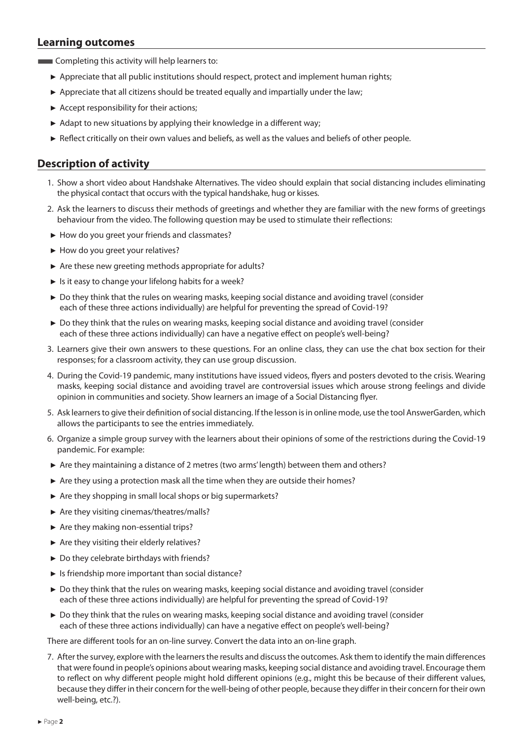## Learning outcomes

Completing this activity will help learners to:

- Appreciate that all public institutions should respect, protect and implement human rights;
- Appreciate that all citizens should be treated equally and impartially under the law;
- Accept responsibility for their actions;
- Adapt to new situations by applying their knowledge in a different way;
- Reflect critically on their own values and beliefs, as well as the values and beliefs of other people.

## Description of activity

1. Show a short video about Handshake Alternatives. The video should explain that social distancing includes eliminating the physical contact that occurs with the typical handshake, hug or kisses.
2. Ask the learners to discuss their methods of greetings and whether they are familiar with the new forms of greetings behaviour from the video. The following question may be used to stimulate their reflections:
   - How do you greet your friends and classmates?
   - How do you greet your relatives?
   - Are these new greeting methods appropriate for adults?
   - Is it easy to change your lifelong habits for a week?
   - Do they think that the rules on wearing masks, keeping social distance and avoiding travel (consider each of these three actions individually) are helpful for preventing the spread of Covid-19?
   - Do they think that the rules on wearing masks, keeping social distance and avoiding travel (consider each of these three actions individually) can have a negative effect on people's well-being?
3. Learners give their own answers to these questions. For an online class, they can use the chat box section for their responses; for a classroom activity, they can use group discussion.
4. During the Covid-19 pandemic, many institutions have issued videos, flyers and posters devoted to the crisis. Wearing masks, keeping social distance and avoiding travel are controversial issues which arouse strong feelings and divide opinion in communities and society. Show learners an image of a Social Distancing flyer.
5. Ask learners to give their definition of social distancing. If the lesson is in online mode, use the tool AnswerGarden, which allows the participants to see the entries immediately.
6. Organize a simple group survey with the learners about their opinions of some of the restrictions during the Covid-19 pandemic. For example:
   - Are they maintaining a distance of 2 metres (two arms' length) between them and others?
   - Are they using a protection mask all the time when they are outside their homes?
   - Are they shopping in small local shops or big supermarkets?
   - Are they visiting cinemas/theatres/malls?
   - Are they making non-essential trips?
   - Are they visiting their elderly relatives?
   - Do they celebrate birthdays with friends?
   - Is friendship more important than social distance?
   - Do they think that the rules on wearing masks, keeping social distance and avoiding travel (consider each of these three actions individually) are helpful for preventing the spread of Covid-19?
   - Do they think that the rules on wearing masks, keeping social distance and avoiding travel (consider each of these three actions individually) can have a negative effect on people's well-being?

   There are different tools for an on-line survey. Convert the data into an on-line graph.
7. After the survey, explore with the learners the results and discuss the outcomes. Ask them to identify the main differences that were found in people's opinions about wearing masks, keeping social distance and avoiding travel. Encourage them to reflect on why different people might hold different opinions (e.g., might this be because of their different values, because they differ in their concern for the well-being of other people, because they differ in their concern for their own well-being, etc.?).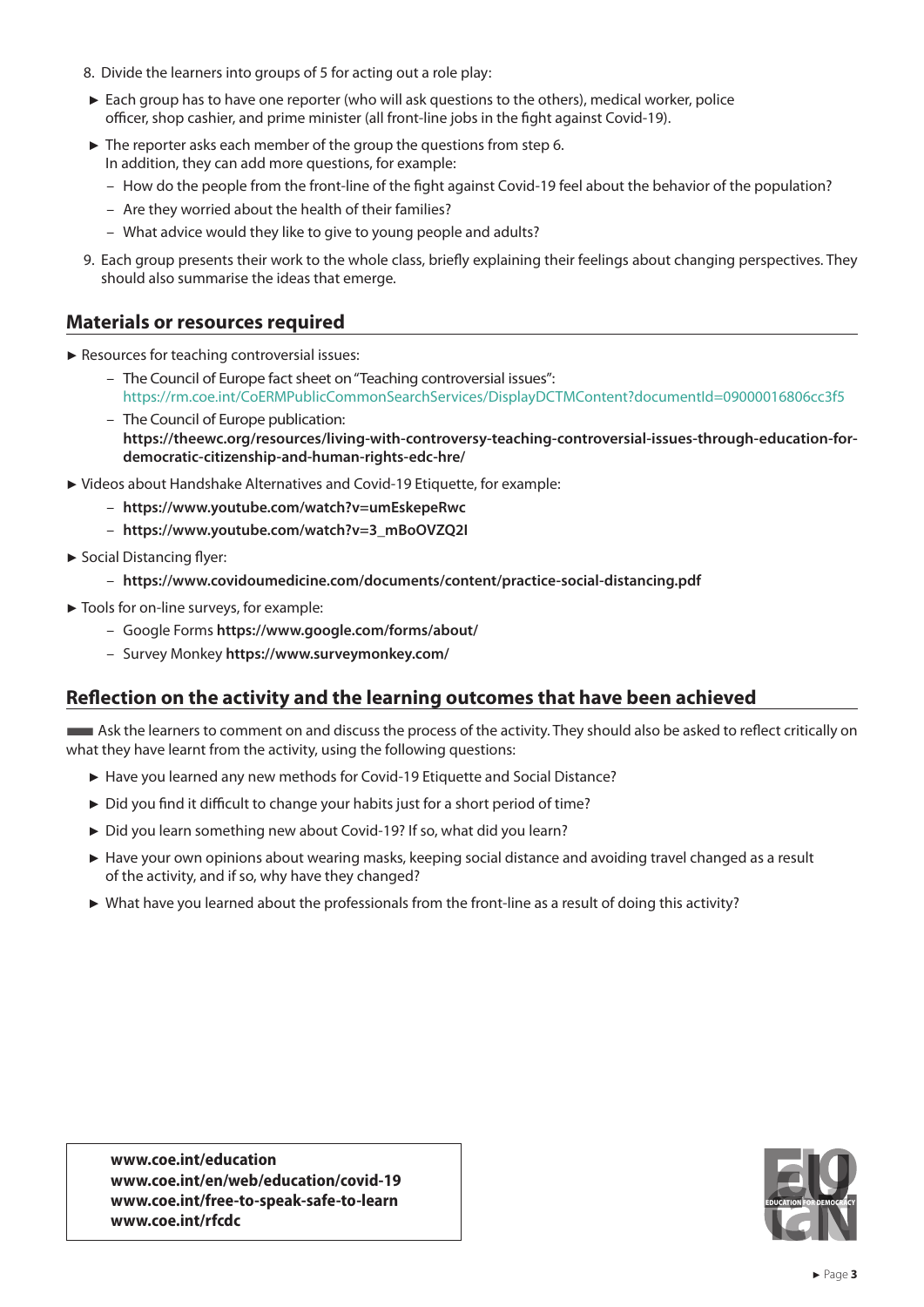8. Divide the learners into groups of 5 for acting out a role play:

- Each group has to have one reporter (who will ask questions to the others), medical worker, police officer, shop cashier, and prime minister (all front-line jobs in the fight against Covid-19).
- The reporter asks each member of the group the questions from step 6.
  In addition, they can add more questions, for example:
  - How do the people from the front-line of the fight against Covid-19 feel about the behavior of the population?
  - Are they worried about the health of their families?
  - What advice would they like to give to young people and adults?

9. Each group presents their work to the whole class, briefly explaining their feelings about changing perspectives. They should also summarise the ideas that emerge.

## Materials or resources required

- Resources for teaching controversial issues:
  - The Council of Europe fact sheet on "Teaching controversial issues": https://rm.coe.int/CoERMPublicCommonSearchServices/DisplayDCTMContent?documentId=09000016806cc3f5
  - The Council of Europe publication: **https://theewc.org/resources/living-with-controversy-teaching-controversial-issues-through-education-for-democratic-citizenship-and-human-rights-edc-hre/**
- Videos about Handshake Alternatives and Covid-19 Etiquette, for example:
  - **https://www.youtube.com/watch?v=umEskepeRwc**
  - **https://www.youtube.com/watch?v=3_mBoOVZQ2I**
- Social Distancing flyer:
  - **https://www.covidoumedicine.com/documents/content/practice-social-distancing.pdf**
- Tools for on-line surveys, for example:
  - Google Forms **https://www.google.com/forms/about/**
  - Survey Monkey **https://www.surveymonkey.com/**

## Reflection on the activity and the learning outcomes that have been achieved

Ask the learners to comment on and discuss the process of the activity. They should also be asked to reflect critically on what they have learnt from the activity, using the following questions:

- Have you learned any new methods for Covid-19 Etiquette and Social Distance?
- Did you find it difficult to change your habits just for a short period of time?
- Did you learn something new about Covid-19? If so, what did you learn?
- Have your own opinions about wearing masks, keeping social distance and avoiding travel changed as a result of the activity, and if so, why have they changed?
- What have you learned about the professionals from the front-line as a result of doing this activity?

**www.coe.int/education**
**www.coe.int/en/web/education/covid-19**
**www.coe.int/free-to-speak-safe-to-learn**
**www.coe.int/rfcdc**

EDUCATION FOR DEMOCRACY